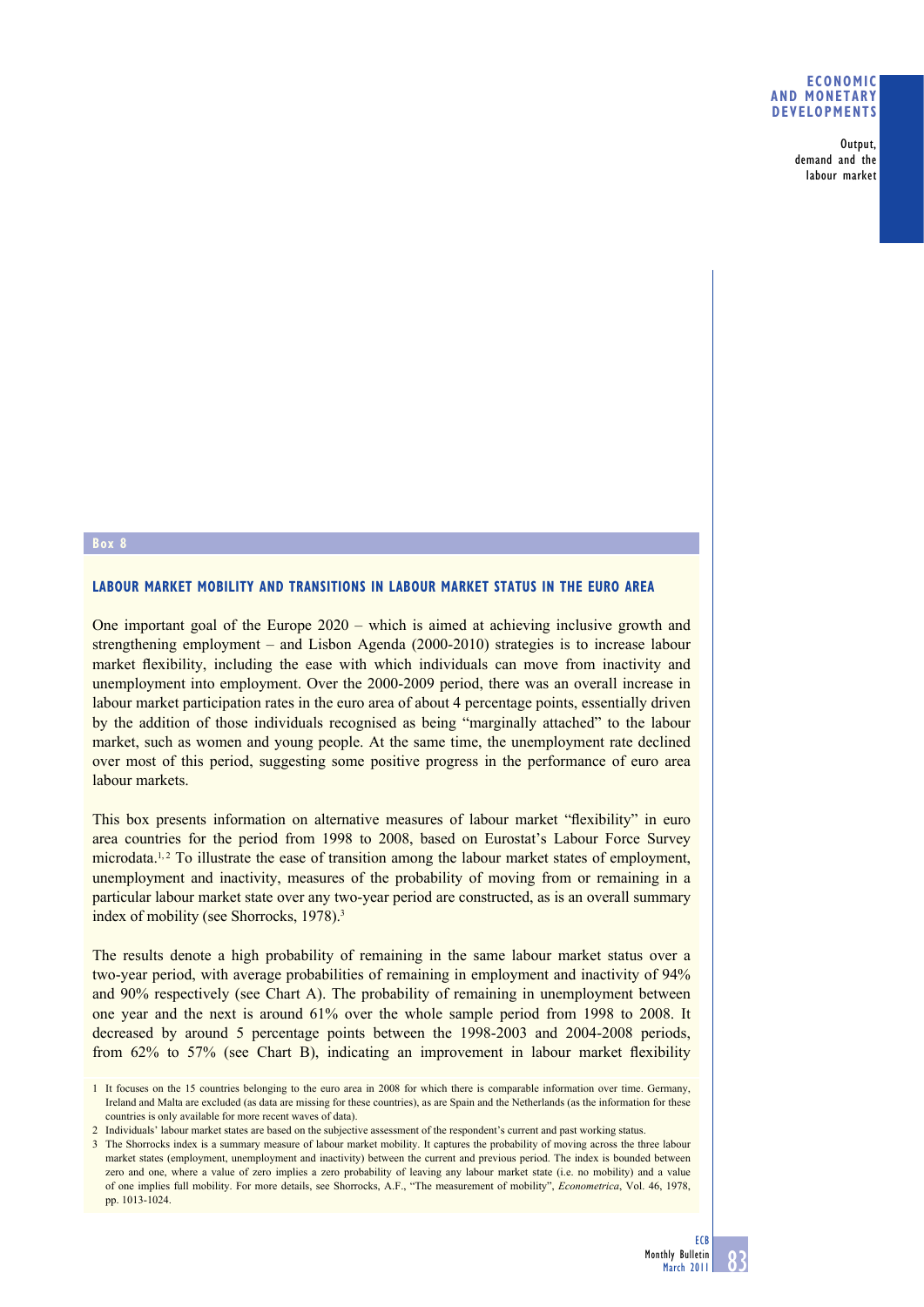## Box 8

### LABOUR MARKET MOBILITY AND TRANSITIONS IN LABOUR MARKET STATUS IN THE EURO AREA

One important goal of the Europe 2020 – which is aimed at achieving inclusive growth and strengthening employment – and Lisbon Agenda (2000-2010) strategies is to increase labour market flexibility, including the ease with which individuals can move from inactivity and unemployment into employment. Over the 2000-2009 period, there was an overall increase in labour market participation rates in the euro area of about 4 percentage points, essentially driven by the addition of those individuals recognised as being "marginally attached" to the labour market, such as women and young people. At the same time, the unemployment rate declined over most of this period, suggesting some positive progress in the performance of euro area labour markets.

This box presents information on alternative measures of labour market "flexibility" in euro area countries for the period from 1998 to 2008, based on Eurostat's Labour Force Survey microdata.[1, 2] To illustrate the ease of transition among the labour market states of employment, unemployment and inactivity, measures of the probability of moving from or remaining in a particular labour market state over any two-year period are constructed, as is an overall summary index of mobility (see Shorrocks, 1978).[3]

The results denote a high probability of remaining in the same labour market status over a two-year period, with average probabilities of remaining in employment and inactivity of 94% and 90% respectively (see Chart A). The probability of remaining in unemployment between one year and the next is around 61% over the whole sample period from 1998 to 2008. It decreased by around 5 percentage points between the 1998-2003 and 2004-2008 periods, from 62% to 57% (see Chart B), indicating an improvement in labour market flexibility

1 It focuses on the 15 countries belonging to the euro area in 2008 for which there is comparable information over time. Germany, Ireland and Malta are excluded (as data are missing for these countries), as are Spain and the Netherlands (as the information for these countries is only available for more recent waves of data).

2 Individuals' labour market states are based on the subjective assessment of the respondent's current and past working status.

3 The Shorrocks index is a summary measure of labour market mobility. It captures the probability of moving across the three labour market states (employment, unemployment and inactivity) between the current and previous period. The index is bounded between zero and one, where a value of zero implies a zero probability of leaving any labour market state (i.e. no mobility) and a value of one implies full mobility. For more details, see Shorrocks, A.F., "The measurement of mobility", *Econometrica*, Vol. 46, 1978, pp. 1013-1024.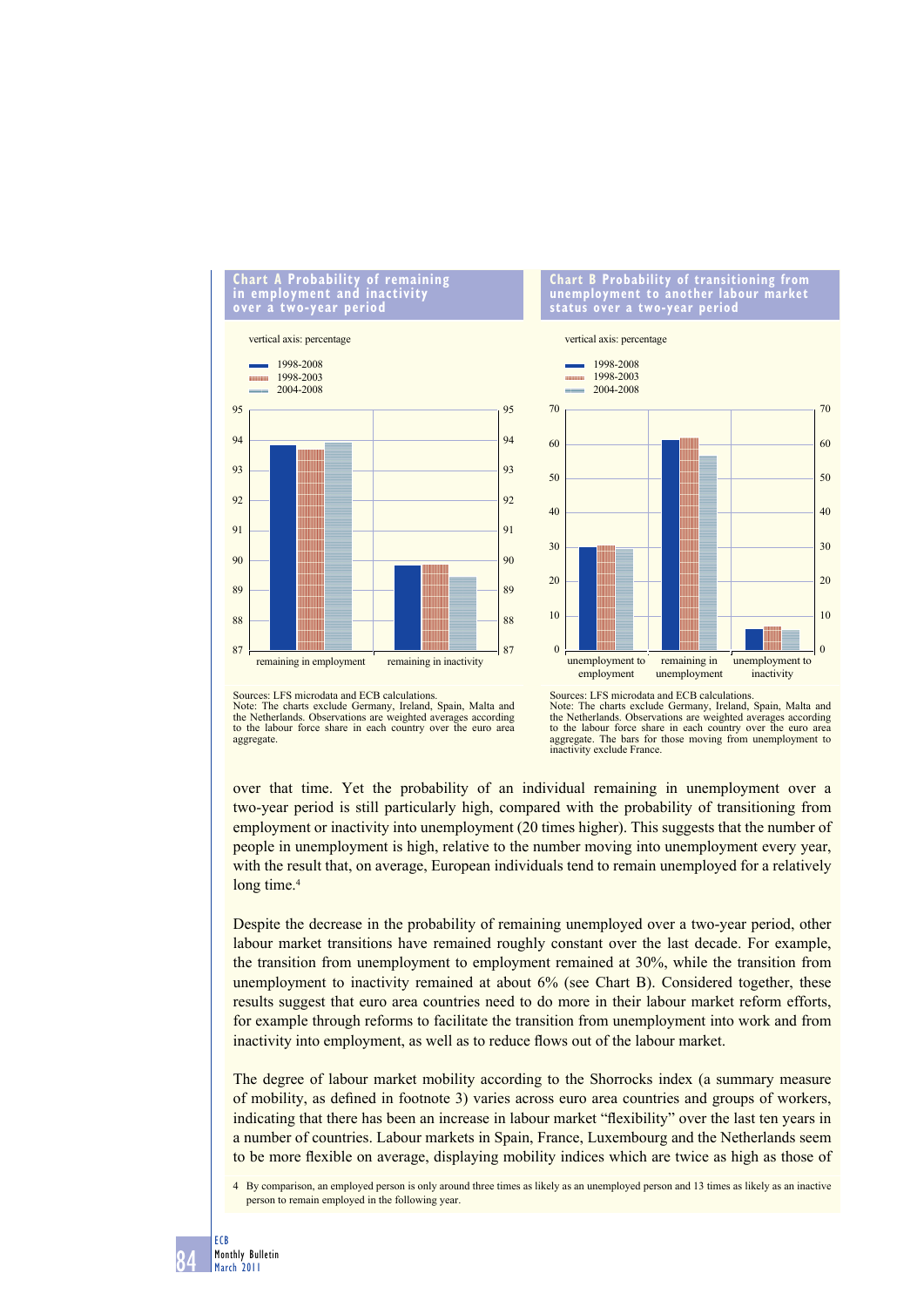**Chart A Probability of remaining in employment and inactivity over a two-year period**

vertical axis: percentage

1998-2008
1998-2003
2004-2008

remaining in employment | remaining in inactivity

Sources: LFS microdata and ECB calculations.
Note: The charts exclude Germany, Ireland, Spain, Malta and the Netherlands. Observations are weighted averages according to the labour force share in each country over the euro area aggregate.

**Chart B Probability of transitioning from unemployment to another labour market status over a two-year period**

vertical axis: percentage

1998-2008
1998-2003
2004-2008

unemployment to employment | remaining in unemployment | unemployment to inactivity

Sources: LFS microdata and ECB calculations.
Note: The charts exclude Germany, Ireland, Spain, Malta and the Netherlands. Observations are weighted averages according to the labour force share in each country over the euro area aggregate. The bars for those moving from unemployment to inactivity exclude France.

over that time. Yet the probability of an individual remaining in unemployment over a two-year period is still particularly high, compared with the probability of transitioning from employment or inactivity into unemployment (20 times higher). This suggests that the number of people in unemployment is high, relative to the number moving into unemployment every year, with the result that, on average, European individuals tend to remain unemployed for a relatively long time.[4]

Despite the decrease in the probability of remaining unemployed over a two-year period, other labour market transitions have remained roughly constant over the last decade. For example, the transition from unemployment to employment remained at 30%, while the transition from unemployment to inactivity remained at about 6% (see Chart B). Considered together, these results suggest that euro area countries need to do more in their labour market reform efforts, for example through reforms to facilitate the transition from unemployment into work and from inactivity into employment, as well as to reduce flows out of the labour market.

The degree of labour market mobility according to the Shorrocks index (a summary measure of mobility, as defined in footnote 3) varies across euro area countries and groups of workers, indicating that there has been an increase in labour market "flexibility" over the last ten years in a number of countries. Labour markets in Spain, France, Luxembourg and the Netherlands seem to be more flexible on average, displaying mobility indices which are twice as high as those of

4 By comparison, an employed person is only around three times as likely as an unemployed person and 13 times as likely as an inactive person to remain employed in the following year.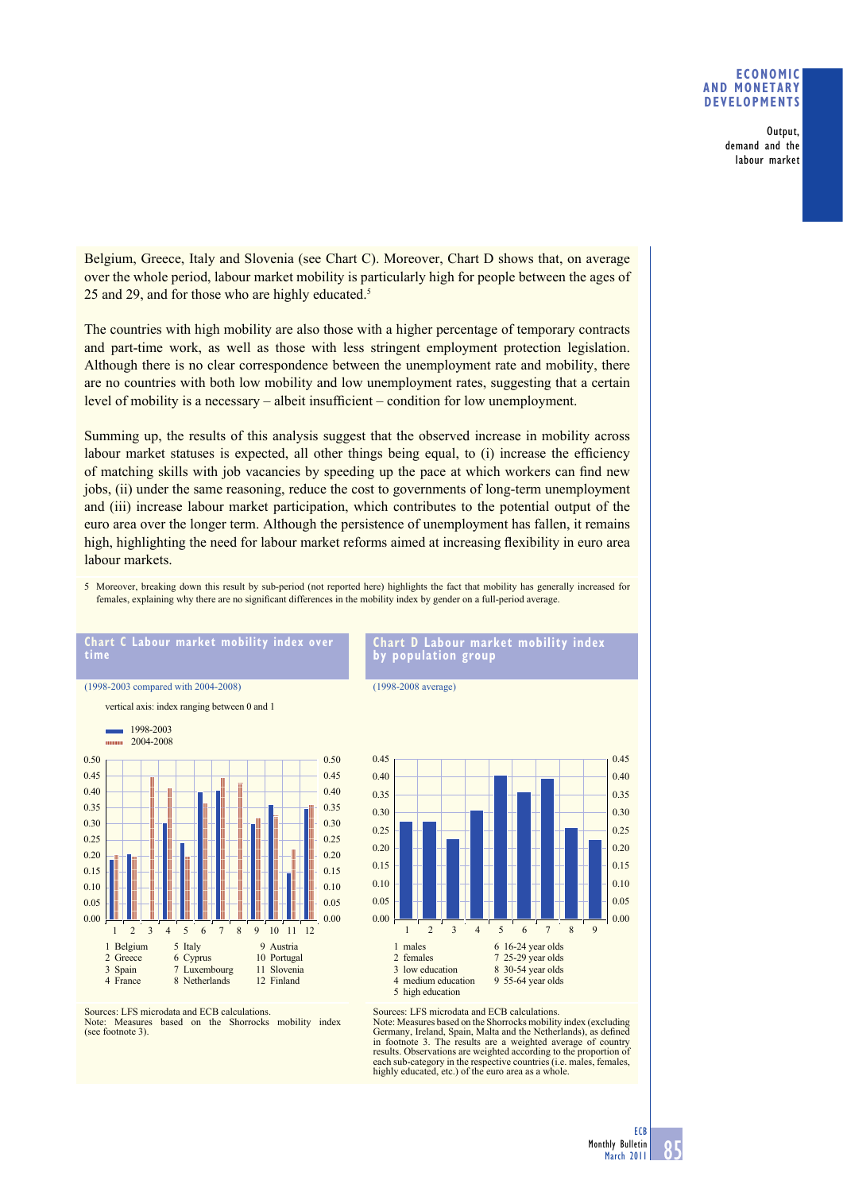Belgium, Greece, Italy and Slovenia (see Chart C). Moreover, Chart D shows that, on average over the whole period, labour market mobility is particularly high for people between the ages of 25 and 29, and for those who are highly educated.[5]

The countries with high mobility are also those with a higher percentage of temporary contracts and part-time work, as well as those with less stringent employment protection legislation. Although there is no clear correspondence between the unemployment rate and mobility, there are no countries with both low mobility and low unemployment rates, suggesting that a certain level of mobility is a necessary – albeit insufficient – condition for low unemployment.

Summing up, the results of this analysis suggest that the observed increase in mobility across labour market statuses is expected, all other things being equal, to (i) increase the efficiency of matching skills with job vacancies by speeding up the pace at which workers can find new jobs, (ii) under the same reasoning, reduce the cost to governments of long-term unemployment and (iii) increase labour market participation, which contributes to the potential output of the euro area over the longer term. Although the persistence of unemployment has fallen, it remains high, highlighting the need for labour market reforms aimed at increasing flexibility in euro area labour markets.

5 Moreover, breaking down this result by sub-period (not reported here) highlights the fact that mobility has generally increased for females, explaining why there are no significant differences in the mobility index by gender on a full-period average.

**Chart C Labour market mobility index over time**

(1998-2003 compared with 2004-2008)

vertical axis: index ranging between 0 and 1

1998-2003
2004-2008

0.00 0.05 0.10 0.15 0.20 0.25 0.30 0.35 0.40 0.45 0.50

1 2 3 4 5 6 7 8 9 10 11 12

1 Belgium
2 Greece
3 Spain
4 France
5 Italy
6 Cyprus
7 Luxembourg
8 Netherlands
9 Austria
10 Portugal
11 Slovenia
12 Finland

Sources: LFS microdata and ECB calculations.
Note: Measures based on the Shorrocks mobility index (see footnote 3).

**Chart D Labour market mobility index by population group**

(1998-2008 average)

0.00 0.05 0.10 0.15 0.20 0.25 0.30 0.35 0.40 0.45

1 2 3 4 5 6 7 8 9

1 males
2 females
3 low education
4 medium education
5 high education
6 16-24 year olds
7 25-29 year olds
8 30-54 year olds
9 55-64 year olds

Sources: LFS microdata and ECB calculations.
Note: Measures based on the Shorrocks mobility index (excluding Germany, Ireland, Spain, Malta and the Netherlands), as defined in footnote 3. The results are a weighted average of country results. Observations are weighted according to the proportion of each sub-category in the respective countries (i.e. males, females, highly educated, etc.) of the euro area as a whole.